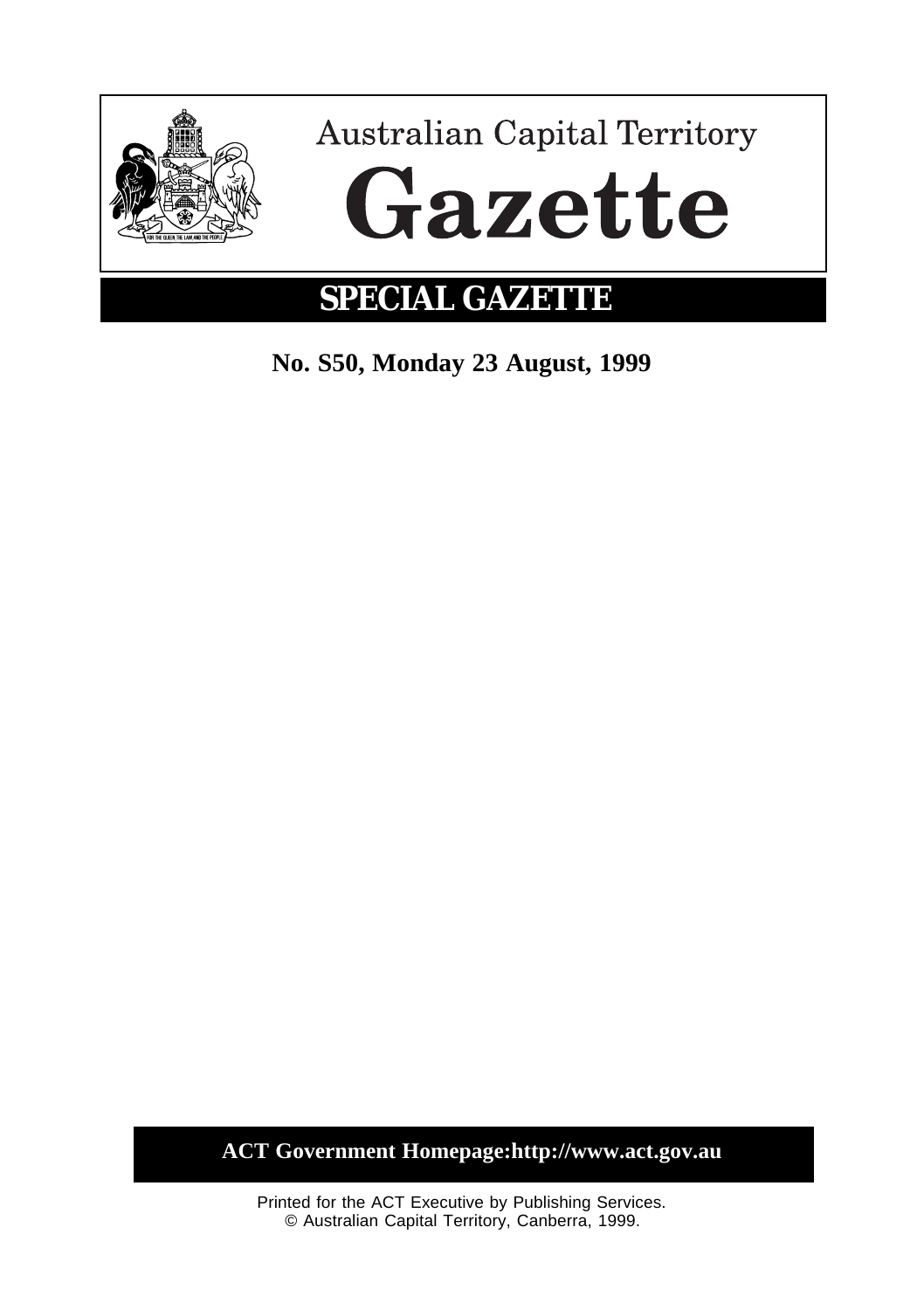# Australian Capital Territory

# Gazette

## SPECIAL GAZETTE

**No. S50, Monday 23 August, 1999**

**ACT Government Homepage:http://www.act.gov.au**

Printed for the ACT Executive by Publishing Services.
© Australian Capital Territory, Canberra, 1999.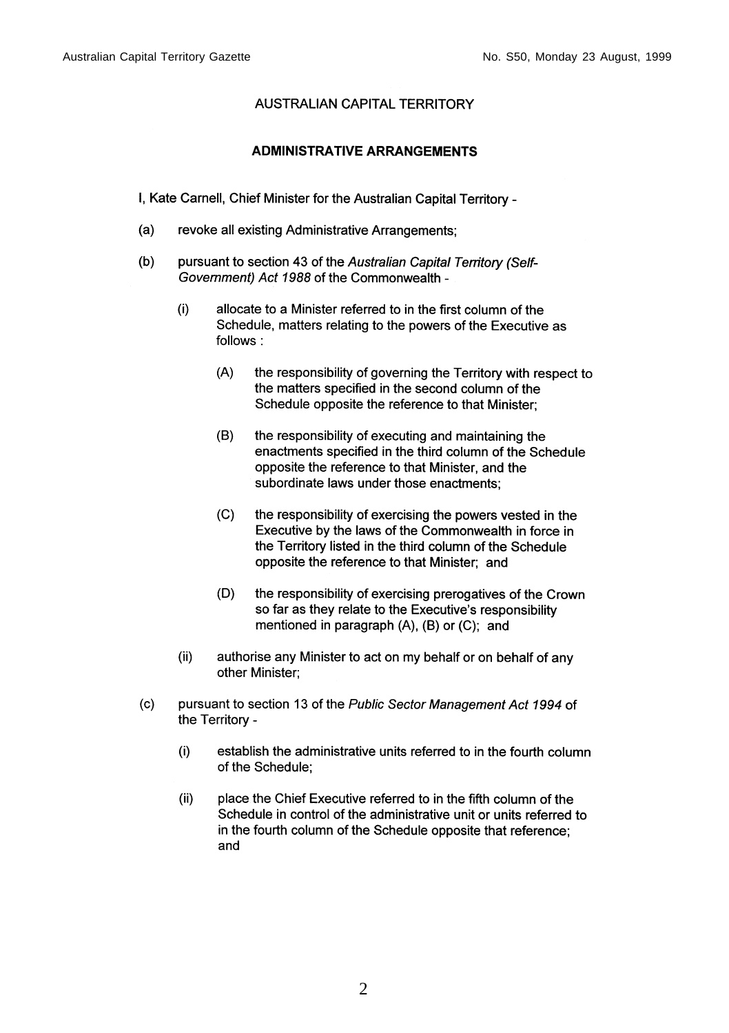AUSTRALIAN CAPITAL TERRITORY

**ADMINISTRATIVE ARRANGEMENTS**

I, Kate Carnell, Chief Minister for the Australian Capital Territory -

(a) revoke all existing Administrative Arrangements;

(b) pursuant to section 43 of the *Australian Capital Territory (Self-Government) Act 1988* of the Commonwealth -

 (i) allocate to a Minister referred to in the first column of the Schedule, matters relating to the powers of the Executive as follows :

  (A) the responsibility of governing the Territory with respect to the matters specified in the second column of the Schedule opposite the reference to that Minister;

  (B) the responsibility of executing and maintaining the enactments specified in the third column of the Schedule opposite the reference to that Minister, and the subordinate laws under those enactments;

  (C) the responsibility of exercising the powers vested in the Executive by the laws of the Commonwealth in force in the Territory listed in the third column of the Schedule opposite the reference to that Minister; and

  (D) the responsibility of exercising prerogatives of the Crown so far as they relate to the Executive's responsibility mentioned in paragraph (A), (B) or (C); and

 (ii) authorise any Minister to act on my behalf or on behalf of any other Minister;

(c) pursuant to section 13 of the *Public Sector Management Act 1994* of the Territory -

 (i) establish the administrative units referred to in the fourth column of the Schedule;

 (ii) place the Chief Executive referred to in the fifth column of the Schedule in control of the administrative unit or units referred to in the fourth column of the Schedule opposite that reference; and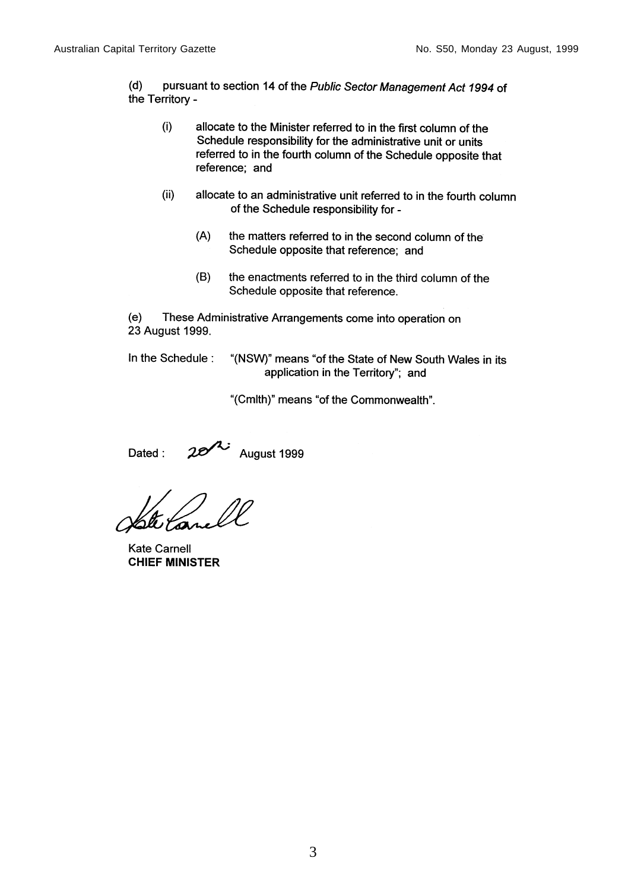(d) pursuant to section 14 of the *Public Sector Management Act 1994* of the Territory -

- (i) allocate to the Minister referred to in the first column of the Schedule responsibility for the administrative unit or units referred to in the fourth column of the Schedule opposite that reference; and

- (ii) allocate to an administrative unit referred to in the fourth column of the Schedule responsibility for -

  - (A) the matters referred to in the second column of the Schedule opposite that reference; and

  - (B) the enactments referred to in the third column of the Schedule opposite that reference.

(e) These Administrative Arrangements come into operation on 23 August 1999.

In the Schedule : "(NSW)" means "of the State of New South Wales in its application in the Territory"; and

"(Cmlth)" means "of the Commonwealth".

Dated : 20th August 1999

Kate Carnell
**CHIEF MINISTER**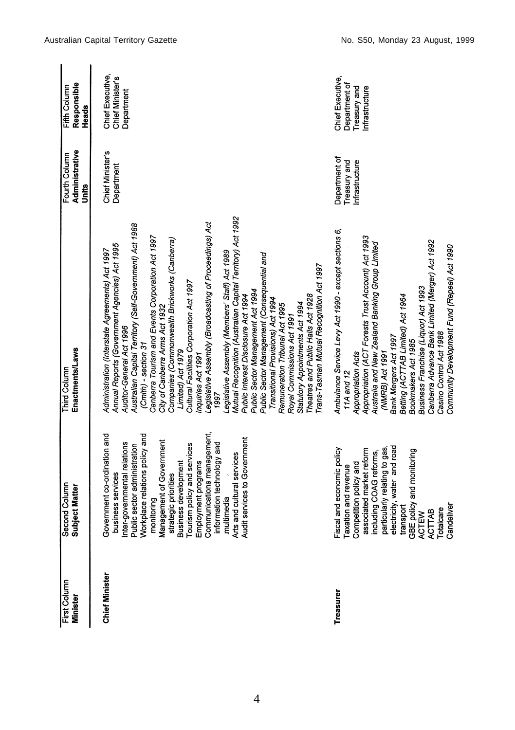| First Column Minister | Second Column Subject Matter | Third Column Enactments/Laws | Fourth Column Administrative Units | Fifth Column Responsible Heads |
|---|---|---|---|---|
| **Chief Minister** | Government co-ordination and business services<br>Inter-governmental relations<br>Public sector administration<br>Workplace relations policy and monitoring<br>Management of Government strategic priorities<br>Business development<br>Tourism policy and services<br>Employment programs<br>Communications management, information technology and multimedia<br>Arts and cultural services<br>Audit services to Government | *Administration (Interstate Agreements) Act 1997*<br>*Annual Reports (Government Agencies) Act 1995*<br>*Auditor-General Act 1996*<br>*Australian Capital Territory (Self-Government) Act 1988 (Cmlth) - section 31*<br>*Canberra Tourism and Events Corporation Act 1997*<br>*City of Canberra Arms Act 1932*<br>*Companies (Commonwealth Brickworks (Canberra) Limited) Act 1979*<br>*Cultural Facilities Corporation Act 1997*<br>*Inquiries Act 1991*<br>*Legislative Assembly (Broadcasting of Proceedings) Act 1997*<br>*Legislative Assembly (Members' Staff) Act 1989*<br>*Mutual Recognition (Australian Capital Territory) Act 1992*<br>*Public Interest Disclosure Act 1994*<br>*Public Sector Management Act 1994*<br>*Public Sector Management (Consequential and Transitional Provisions) Act 1994*<br>*Remuneration Tribunal Act 1995*<br>*Royal Commissions Act 1991*<br>*Statutory Appointments Act 1994*<br>*Theatres and Public Halls Act 1928*<br>*Trans-Tasman Mutual Recognition Act 1997* | Chief Minister's Department | Chief Executive, Chief Minister's Department |
| **Treasurer** | Fiscal and economic policy<br>Taxation and revenue<br>Competition policy and associated market reform including COAG reforms, particularly relating to gas, electricity, water and road transport<br>GBE policy and monitoring<br>ACTEW<br>ACTTAB<br>Totalcare<br>Candeliver | *Ambulance Service Levy Act 1990 - except sections 6, 11A and 12*<br>*Appropriation Acts*<br>*Appropriation (ACT Forests Trust Account) Act 1993*<br>*Australia and New Zealand Banking Group Limited (NMRB) Act 1991*<br>*Bank Mergers Act 1997*<br>*Betting (ACTTAB Limited) Act 1964*<br>*Bookmakers Act 1985*<br>*Business Franchise (Liquor) Act 1993*<br>*Canberra Advance Bank Limited (Merger) Act 1992*<br>*Casino Control Act 1988*<br>*Community Development Fund (Repeal) Act 1990* | Department of Treasury and Infrastructure | Chief Executive, Department of Treasury and Infrastructure |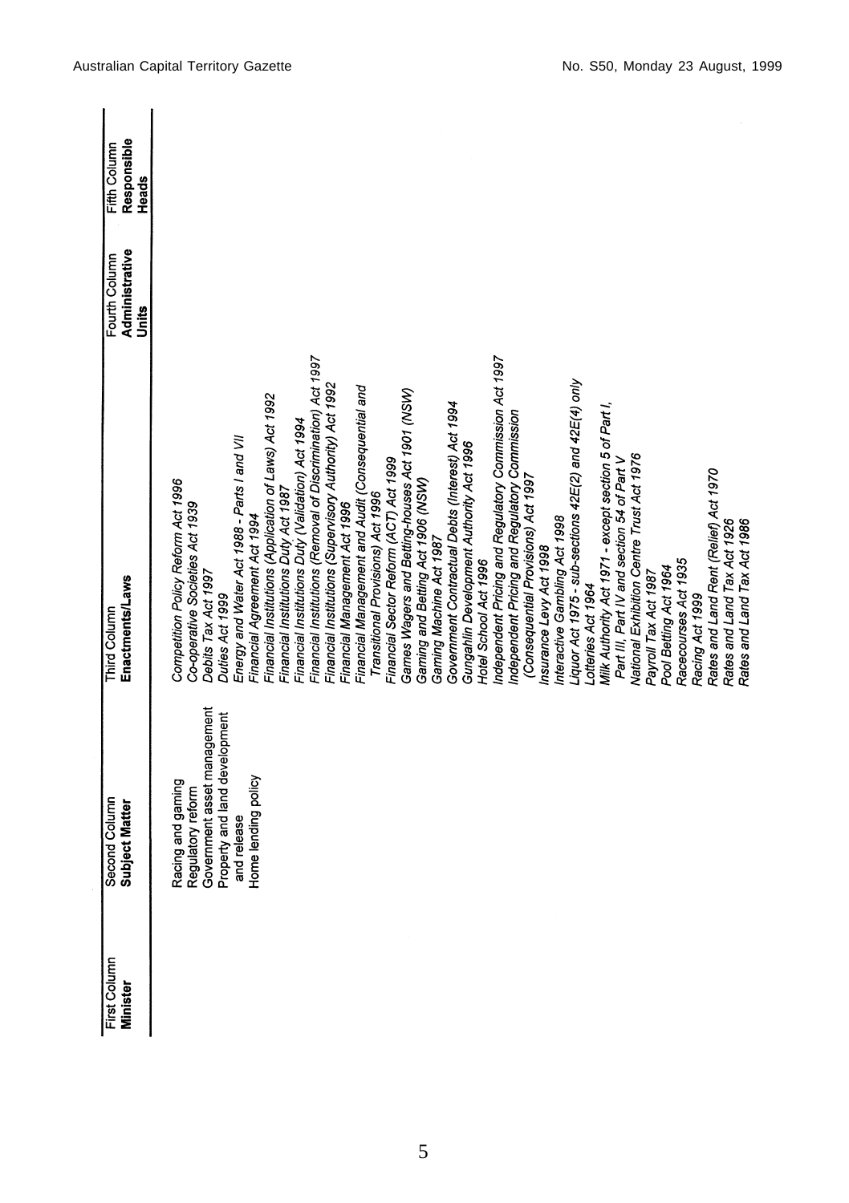| First Column **Minister** | Second Column **Subject Matter** | Third Column **Enactments/Laws** | Fourth Column **Administrative Units** | Fifth Column **Responsible Heads** |
|---|---|---|---|---|
| | Racing and gaming<br>Regulatory reform<br>Government asset management<br>Property and land development and release<br>Home lending policy | *Competition Policy Reform Act 1996*<br>*Co-operative Societies Act 1939*<br>*Debits Tax Act 1997*<br>*Duties Act 1999*<br>*Energy and Water Act 1988 - Parts I and VII*<br>*Financial Agreement Act 1994*<br>*Financial Institutions (Application of Laws) Act 1992*<br>*Financial Institutions Duty Act 1987*<br>*Financial Institutions Duty (Validation) Act 1994*<br>*Financial Institutions (Removal of Discrimination) Act 1997*<br>*Financial Institutions (Supervisory Authority) Act 1992*<br>*Financial Management Act 1996*<br>*Financial Management and Audit (Consequential and Transitional Provisions) Act 1996*<br>*Financial Sector Reform (ACT) Act 1999*<br>*Games Wagers and Betting-houses Act 1901 (NSW)*<br>*Gaming and Betting Act 1906 (NSW)*<br>*Gaming Machine Act 1987*<br>*Government Contractual Debts (Interest) Act 1994*<br>*Gungahlin Development Authority Act 1996*<br>*Hotel School Act 1996*<br>*Independent Pricing and Regulatory Commission Act 1997*<br>*Independent Pricing and Regulatory Commission (Consequential Provisions) Act 1997*<br>*Insurance Levy Act 1998*<br>*Interactive Gambling Act 1998*<br>*Liquor Act 1975 - sub-sections 42E(2) and 42E(4) only*<br>*Lotteries Act 1964*<br>*Milk Authority Act 1971 - except section 5 of Part I, Part III, Part IV and section 54 of Part V*<br>*National Exhibition Centre Trust Act 1976*<br>*Payroll Tax Act 1987*<br>*Pool Betting Act 1964*<br>*Racecourses Act 1935*<br>*Racing Act 1999*<br>*Rates and Land Rent (Relief) Act 1970*<br>*Rates and Land Tax Act 1926*<br>*Rates and Land Tax Act 1986* | | |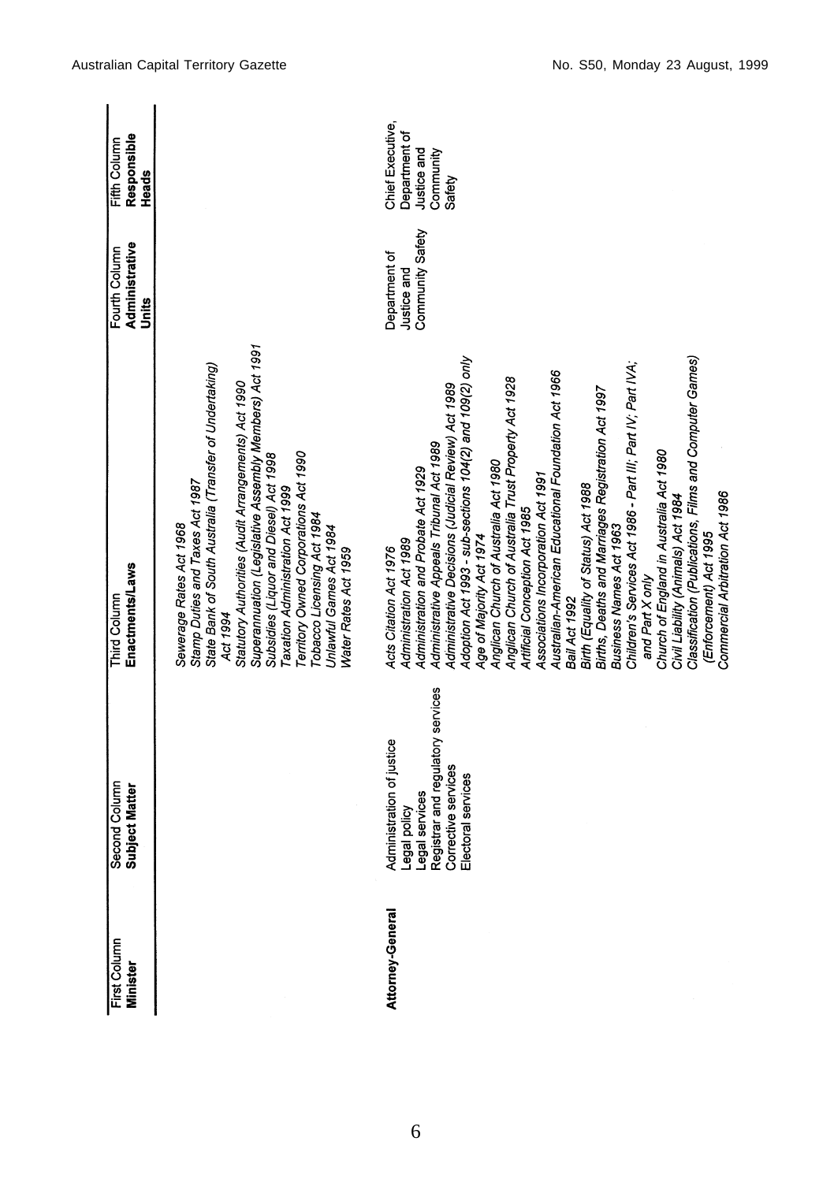| First Column Minister | Second Column Subject Matter | Third Column Enactments/Laws | Fourth Column Administrative Units | Fifth Column Responsible Heads |
|---|---|---|---|---|
| | | *Sewerage Rates Act 1968*<br>*Stamp Duties and Taxes Act 1987*<br>*State Bank of South Australia (Transfer of Undertaking) Act 1994*<br>*Statutory Authorities (Audit Arrangements) Act 1990*<br>*Superannuation (Legislative Assembly Members) Act 1991*<br>*Subsidies (Liquor and Diesel) Act 1998*<br>*Taxation Administration Act 1999*<br>*Territory Owned Corporations Act 1990*<br>*Tobacco Licensing Act 1984*<br>*Unlawful Games Act 1984*<br>*Water Rates Act 1959* | | |
| **Attorney-General** | Administration of justice<br>Legal policy<br>Legal services<br>Registrar and regulatory services<br>Corrective services<br>Electoral services | *Acts Citation Act 1976*<br>*Administration Act 1989*<br>*Administration and Probate Act 1929*<br>*Administrative Appeals Tribunal Act 1989*<br>*Administrative Decisions (Judicial Review) Act 1989*<br>*Adoption Act 1993 - sub-sections 104(2) and 109(2) only*<br>*Age of Majority Act 1974*<br>*Anglican Church of Australia Act 1980*<br>*Anglican Church of Australia Trust Property Act 1928*<br>*Artificial Conception Act 1985*<br>*Associations Incorporation Act 1991*<br>*Australian-American Educational Foundation Act 1966*<br>*Bail Act 1992*<br>*Birth (Equality of Status) Act 1988*<br>*Births, Deaths and Marriages Registration Act 1997*<br>*Business Names Act 1963*<br>*Children's Services Act 1986 - Part III; Part IV; Part IVA; and Part X only*<br>*Church of England in Australia Act 1980*<br>*Civil Liability (Animals) Act 1984*<br>*Classification (Publications, Films and Computer Games) (Enforcement) Act 1995*<br>*Commercial Arbitration Act 1986* | Department of Justice and Community Safety | Chief Executive, Department of Justice and Community Safety |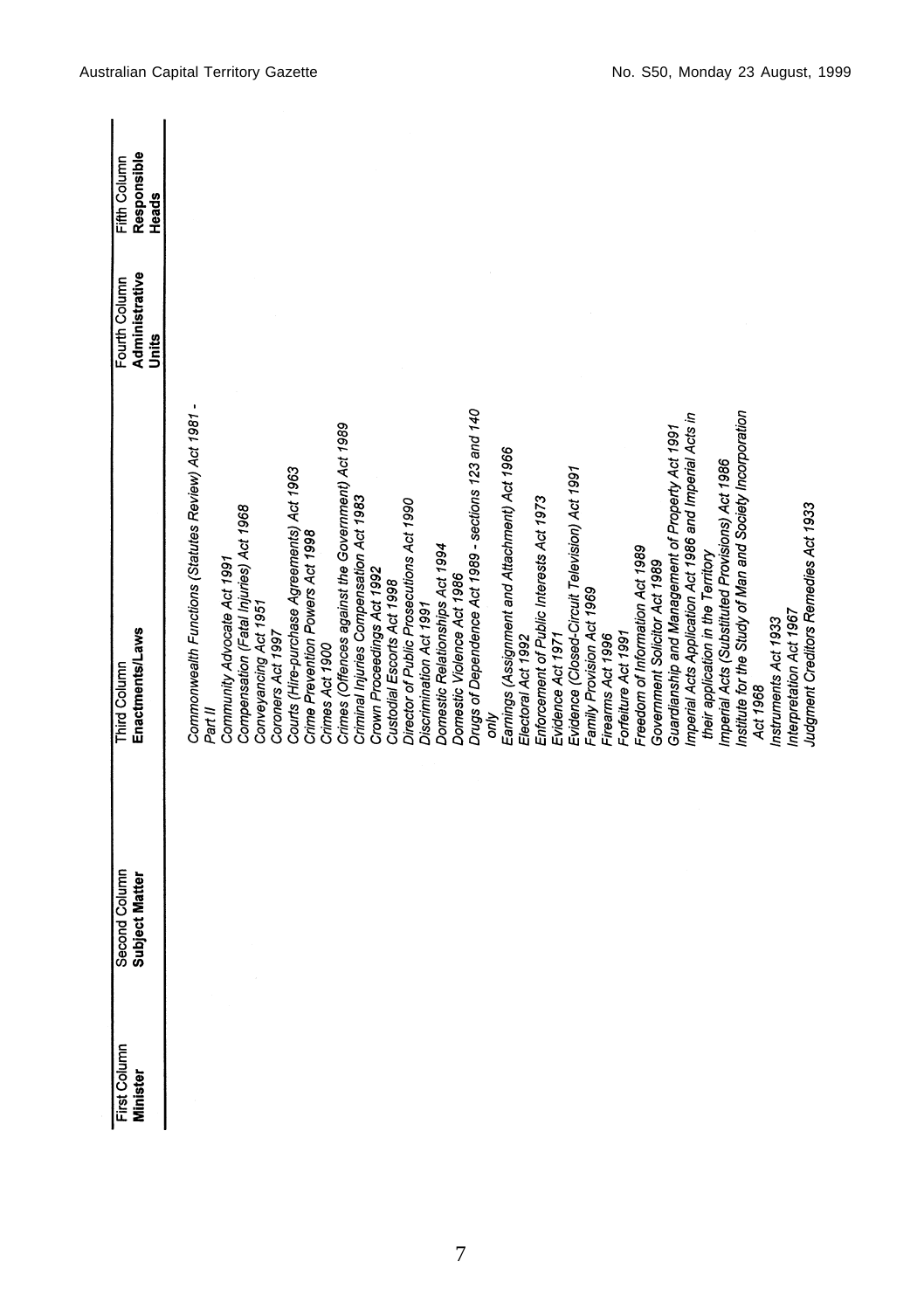| First Column<br>**Minister** | Second Column<br>**Subject Matter** | Third Column<br>**Enactments/Laws** | Fourth Column<br>**Administrative Units** | Fifth Column<br>**Responsible Heads** |
|---|---|---|---|---|
| | | *Commonwealth Functions (Statutes Review) Act 1981 - Part II* | | |
| | | *Community Advocate Act 1991* | | |
| | | *Compensation (Fatal Injuries) Act 1968* | | |
| | | *Conveyancing Act 1951* | | |
| | | *Coroners Act 1997* | | |
| | | *Courts (Hire-purchase Agreements) Act 1963* | | |
| | | *Crime Prevention Powers Act 1998* | | |
| | | *Crimes Act 1900* | | |
| | | *Crimes (Offences against the Government) Act 1989* | | |
| | | *Criminal Injuries Compensation Act 1983* | | |
| | | *Crown Proceedings Act 1992* | | |
| | | *Custodial Escorts Act 1998* | | |
| | | *Director of Public Prosecutions Act 1990* | | |
| | | *Discrimination Act 1991* | | |
| | | *Domestic Relationships Act 1994* | | |
| | | *Domestic Violence Act 1986* | | |
| | | *Drugs of Dependence Act 1989 - sections 123 and 140 only* | | |
| | | *Earnings (Assignment and Attachment) Act 1966* | | |
| | | *Electoral Act 1992* | | |
| | | *Enforcement of Public Interests Act 1973* | | |
| | | *Evidence Act 1971* | | |
| | | *Evidence (Closed-Circuit Television) Act 1991* | | |
| | | *Family Provision Act 1969* | | |
| | | *Firearms Act 1996* | | |
| | | *Forfeiture Act 1991* | | |
| | | *Freedom of Information Act 1989* | | |
| | | *Government Solicitor Act 1989* | | |
| | | *Guardianship and Management of Property Act 1991* | | |
| | | *Imperial Acts Application Act 1986 and Imperial Acts in their application in the Territory* | | |
| | | *Imperial Acts (Substituted Provisions) Act 1986* | | |
| | | *Institute for the Study of Man and Society Incorporation Act 1968* | | |
| | | *Instruments Act 1933* | | |
| | | *Interpretation Act 1967* | | |
| | | *Judgment Creditors Remedies Act 1933* | | |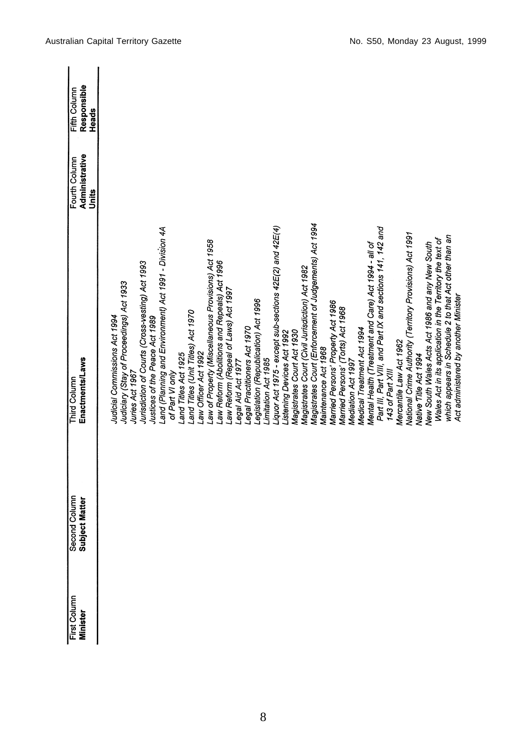| First Column Minister | Second Column Subject Matter | Third Column Enactments/Laws | Fourth Column Administrative Units | Fifth Column Responsible Heads |
|---|---|---|---|---|
| | | *Judicial Commissions Act 1994* | | |
| | | *Judiciary (Stay of Proceedings) Act 1933* | | |
| | | *Juries Act 1967* | | |
| | | *Jurisdiction of Courts (Cross-vesting) Act 1993* | | |
| | | *Justices of the Peace Act 1989* | | |
| | | *Land (Planning and Environment) Act 1991 - Division 4A of Part VI only* | | |
| | | *Land Titles Act 1925* | | |
| | | *Land Titles (Unit Titles) Act 1970* | | |
| | | *Law Officer Act 1992* | | |
| | | *Law of Property (Miscellaneous Provisions) Act 1958* | | |
| | | *Law Reform (Abolitions and Repeals) Act 1996* | | |
| | | *Law Reform (Repeal of Laws) Act 1997* | | |
| | | *Legal Aid Act 1977* | | |
| | | *Legal Practitioners Act 1970* | | |
| | | *Legislation (Republication) Act 1996* | | |
| | | *Limitation Act 1985* | | |
| | | *Liquor Act 1975 - except sub-sections 42E(2) and 42E(4)* | | |
| | | *Listening Devices Act 1992* | | |
| | | *Magistrates Court Act 1930* | | |
| | | *Magistrates Court (Civil Jurisdiction) Act 1982* | | |
| | | *Magistrates Court (Enforcement of Judgements) Act 1994* | | |
| | | *Maintenance Act 1968* | | |
| | | *Married Persons' Property Act 1986* | | |
| | | *Married Persons' (Torts) Act 1968* | | |
| | | *Mediation Act 1997* | | |
| | | *Medical Treatment Act 1994* | | |
| | | *Mental Health (Treatment and Care) Act 1994 - all of Part III, Part VIII, and Part IX and sections 141, 142 and 143 of Part XIII* | | |
| | | *Mercantile Law Act 1962* | | |
| | | *National Crime Authority (Territory Provisions) Act 1991* | | |
| | | *Native Title Act 1994* | | |
| | | *New South Wales Acts Act 1986 and any New South Wales Act in its application in the Territory the text of which appears in Schedule 2 to that Act other than an Act administered by another Minister* | | |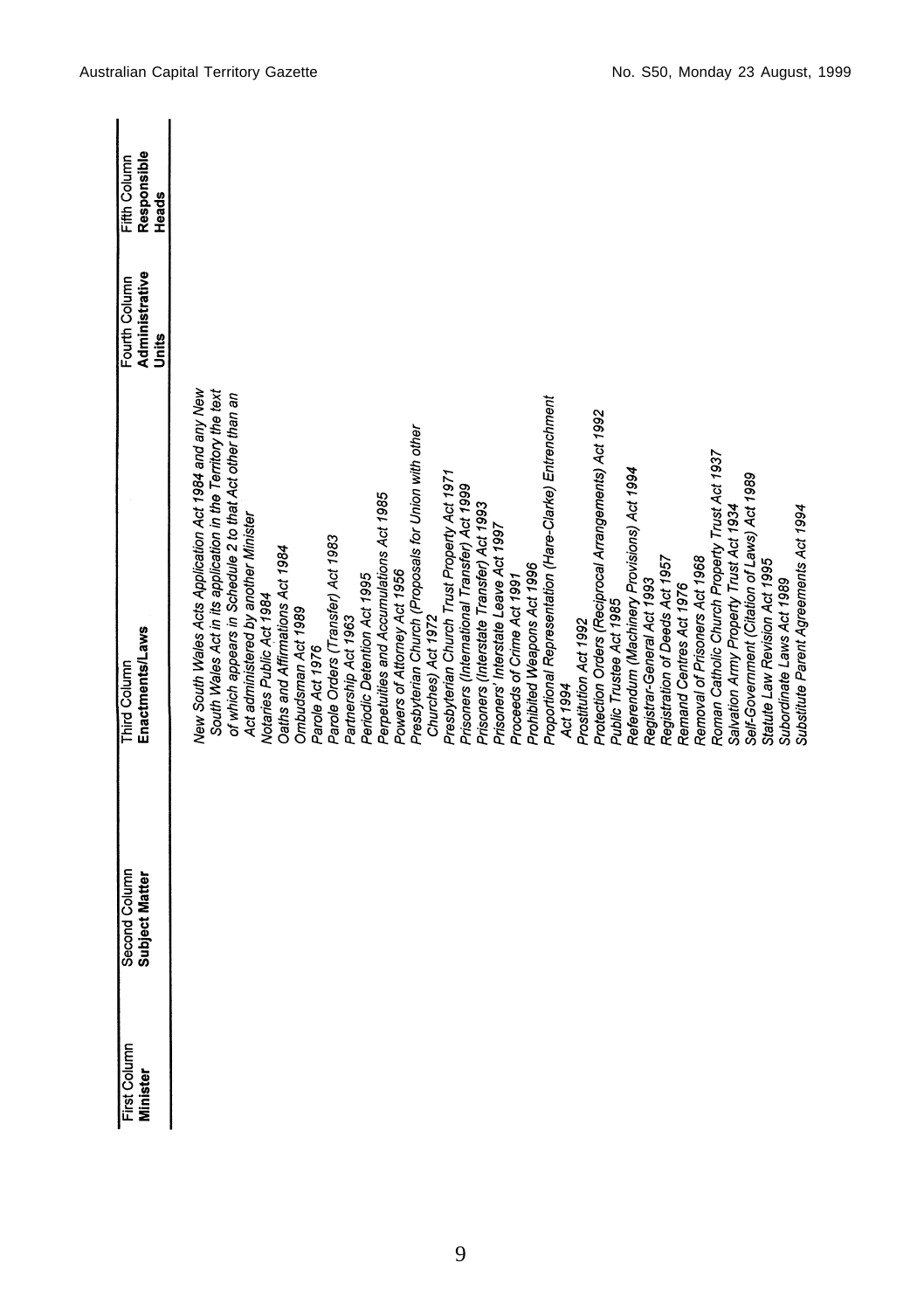| First Column Minister | Second Column Subject Matter | Third Column Enactments/Laws | Fourth Column Administrative Units | Fifth Column Responsible Heads |
|---|---|---|---|---|
| | | New South Wales Acts Application Act 1984 and any New South Wales Act in its application in the Territory the text of which appears in Schedule 2 to that Act other than an Act administered by another Minister | | |
| | | Notaries Public Act 1984 | | |
| | | Oaths and Affirmations Act 1984 | | |
| | | Ombudsman Act 1989 | | |
| | | Parole Act 1976 | | |
| | | Parole Orders (Transfer) Act 1983 | | |
| | | Partnership Act 1963 | | |
| | | Periodic Detention Act 1995 | | |
| | | Perpetuities and Accumulations Act 1985 | | |
| | | Powers of Attorney Act 1956 | | |
| | | Presbyterian Church (Proposals for Union with other Churches) Act 1972 | | |
| | | Presbyterian Church Trust Property Act 1971 | | |
| | | Prisoners (International Transfer) Act 1999 | | |
| | | Prisoners (Interstate Transfer) Act 1993 | | |
| | | Prisoners' Interstate Leave Act 1997 | | |
| | | Proceeds of Crime Act 1991 | | |
| | | Prohibited Weapons Act 1996 | | |
| | | Proportional Representation (Hare-Clarke) Entrenchment Act 1994 | | |
| | | Prostitution Act 1992 | | |
| | | Protection Orders (Reciprocal Arrangements) Act 1992 | | |
| | | Public Trustee Act 1985 | | |
| | | Referendum (Machinery Provisions) Act 1994 | | |
| | | Registrar-General Act 1993 | | |
| | | Registration of Deeds Act 1957 | | |
| | | Remand Centres Act 1976 | | |
| | | Removal of Prisoners Act 1968 | | |
| | | Roman Catholic Church Property Trust Act 1937 | | |
| | | Salvation Army Property Trust Act 1934 | | |
| | | Self-Government (Citation of Laws) Act 1989 | | |
| | | Statute Law Revision Act 1995 | | |
| | | Subordinate Laws Act 1989 | | |
| | | Substitute Parent Agreements Act 1994 | | |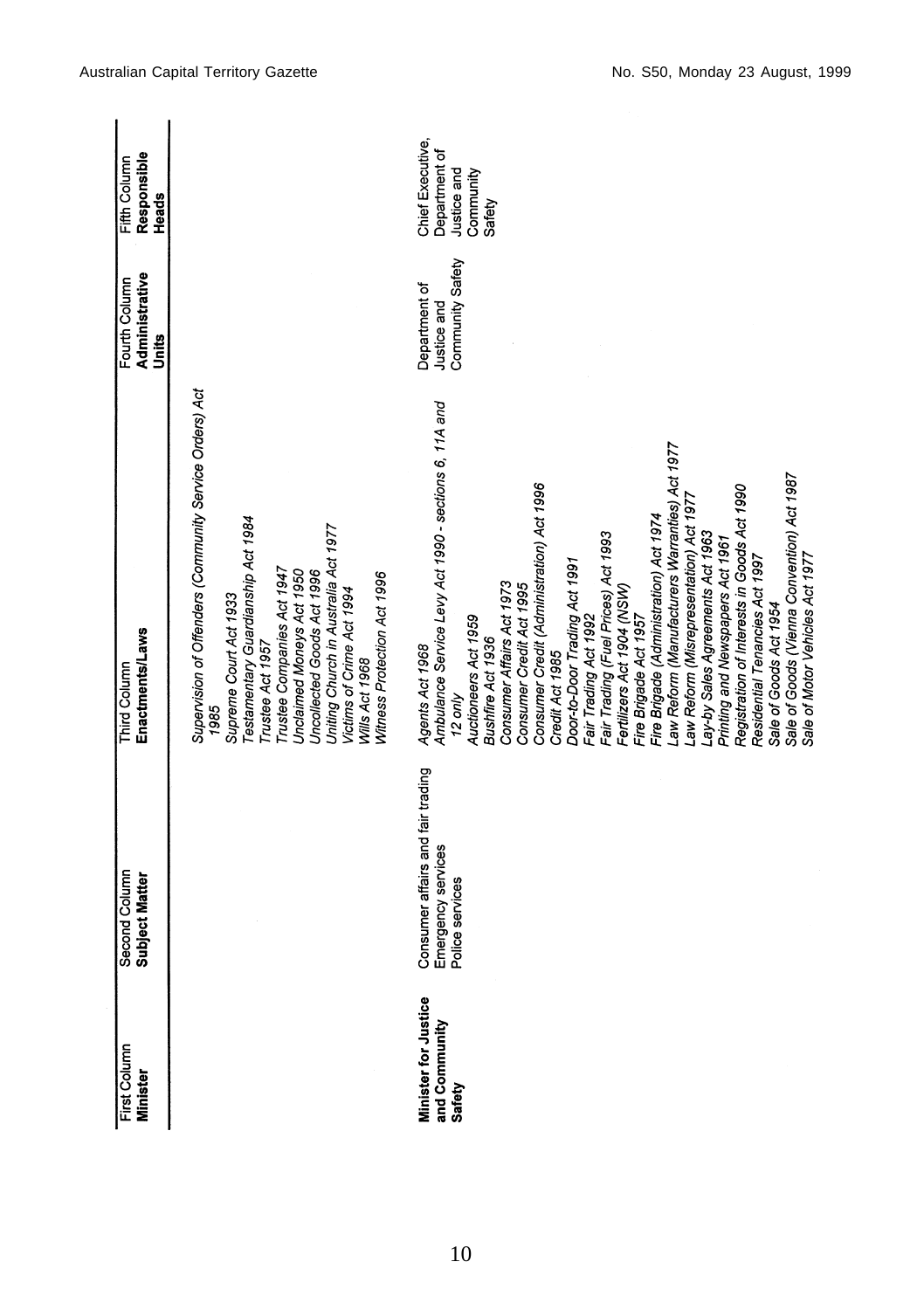| First Column<br>**Minister** | Second Column<br>**Subject Matter** | Third Column<br>**Enactments/Laws** | Fourth Column<br>**Administrative Units** | Fifth Column<br>**Responsible Heads** |
|---|---|---|---|---|
| | | *Supervision of Offenders (Community Service Orders) Act 1985*<br>*Supreme Court Act 1933*<br>*Testamentary Guardianship Act 1984*<br>*Trustee Act 1957*<br>*Trustee Companies Act 1947*<br>*Unclaimed Moneys Act 1950*<br>*Uncollected Goods Act 1996*<br>*Uniting Church in Australia Act 1977*<br>*Victims of Crime Act 1994*<br>*Wills Act 1968*<br>*Witness Protection Act 1996* | | |
| **Minister for Justice and Community Safety** | Consumer affairs and fair trading<br>Emergency services<br>Police services | *Agents Act 1968*<br>*Ambulance Service Levy Act 1990 - sections 6, 11A and 12 only*<br>*Auctioneers Act 1959*<br>*Bushfire Act 1936*<br>*Consumer Affairs Act 1973*<br>*Consumer Credit Act 1995*<br>*Consumer Credit (Administration) Act 1996*<br>*Credit Act 1985*<br>*Door-to-Door Trading Act 1991*<br>*Fair Trading Act 1992*<br>*Fair Trading (Fuel Prices) Act 1993*<br>*Fertilizers Act 1904 (NSW)*<br>*Fire Brigade Act 1957*<br>*Fire Brigade (Administration) Act 1974*<br>*Law Reform (Manufacturers Warranties) Act 1977*<br>*Law Reform (Misrepresentation) Act 1977*<br>*Lay-by Sales Agreements Act 1963*<br>*Printing and Newspapers Act 1961*<br>*Registration of Interests in Goods Act 1990*<br>*Residential Tenancies Act 1997*<br>*Sale of Goods Act 1954*<br>*Sale of Goods (Vienna Convention) Act 1987*<br>*Sale of Motor Vehicles Act 1977* | Department of Justice and Community Safety | Chief Executive, Department of Justice and Community Safety |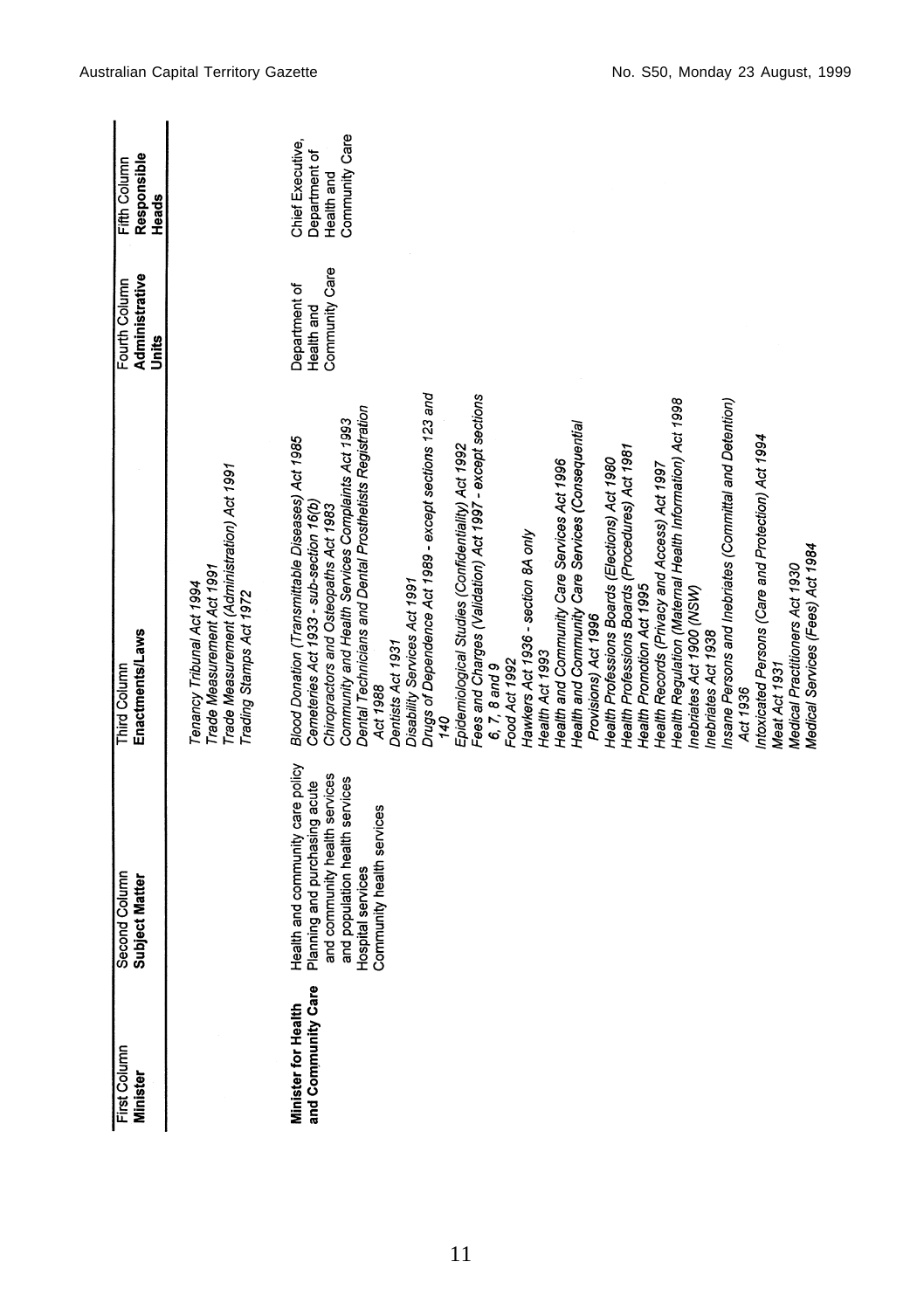| First Column Minister | Second Column Subject Matter | Third Column Enactments/Laws | Fourth Column Administrative Units | Fifth Column Responsible Heads |
|---|---|---|---|---|
| | | Tenancy Tribunal Act 1994<br>Trade Measurement Act 1991<br>Trade Measurement (Administration) Act 1991<br>Trading Stamps Act 1972 | | |
| **Minister for Health and Community Care** | Health and community care policy<br>Planning and purchasing acute and community health services and population health services<br>Hospital services<br>Community health services | *Blood Donation (Transmittable Diseases) Act 1985*<br>*Cemeteries Act 1933 - sub-section 16(b)*<br>*Chiropractors and Osteopaths Act 1983*<br>*Community and Health Services Complaints Act 1993*<br>*Dental Technicians and Dental Prosthetists Registration Act 1988*<br>*Dentists Act 1931*<br>*Disability Services Act 1991*<br>*Drugs of Dependence Act 1989 - except sections 123 and 140*<br>*Epidemiological Studies (Confidentiality) Act 1992*<br>*Fees and Charges (Validation) Act 1997 - except sections 6, 7, 8 and 9*<br>*Food Act 1992*<br>*Hawkers Act 1936 - section 8A only*<br>*Health Act 1993*<br>*Health and Community Care Services Act 1996*<br>*Health and Community Care Services (Consequential Provisions) Act 1996*<br>*Health Professions Boards (Elections) Act 1980*<br>*Health Professions Boards (Procedures) Act 1981*<br>*Health Promotion Act 1995*<br>*Health Records (Privacy and Access) Act 1997*<br>*Health Regulation (Maternal Health Information) Act 1998*<br>*Inebriates Act 1900 (NSW)*<br>*Inebriates Act 1938*<br>*Insane Persons and Inebriates (Committal and Detention) Act 1936*<br>*Intoxicated Persons (Care and Protection) Act 1994*<br>*Meat Act 1931*<br>*Medical Practitioners Act 1930*<br>*Medical Services (Fees) Act 1984* | Department of Health and Community Care | Chief Executive, Department of Health and Community Care |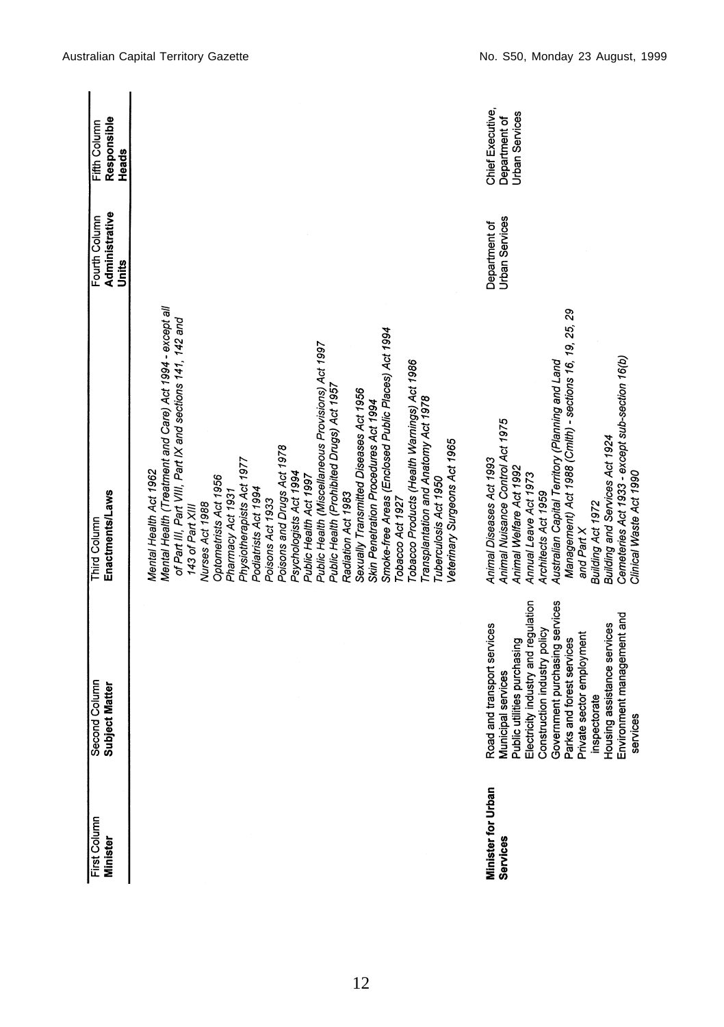| First Column<br>**Minister** | Second Column<br>**Subject Matter** | Third Column<br>**Enactments/Laws** | Fourth Column<br>**Administrative Units** | Fifth Column<br>**Responsible Heads** |
|---|---|---|---|---|
| | | *Mental Health Act 1962*<br>*Mental Health (Treatment and Care) Act 1994 - except all of Part III, Part VIII, Part IX and sections 141, 142 and 143 of Part XIII*<br>*Nurses Act 1988*<br>*Optometrists Act 1956*<br>*Pharmacy Act 1931*<br>*Physiotherapists Act 1977*<br>*Podiatrists Act 1994*<br>*Poisons Act 1933*<br>*Poisons and Drugs Act 1978*<br>*Psychologists Act 1994*<br>*Public Health Act 1997*<br>*Public Health (Miscellaneous Provisions) Act 1997*<br>*Public Health (Prohibited Drugs) Act 1957*<br>*Radiation Act 1983*<br>*Sexually Transmitted Diseases Act 1956*<br>*Skin Penetration Procedures Act 1994*<br>*Smoke-free Areas (Enclosed Public Places) Act 1994*<br>*Tobacco Act 1927*<br>*Tobacco Products (Health Warnings) Act 1986*<br>*Transplantation and Anatomy Act 1978*<br>*Tuberculosis Act 1950*<br>*Veterinary Surgeons Act 1965* | | |
| **Minister for Urban Services** | Road and transport services<br>Municipal services<br>Public utilities purchasing<br>Electricity industry and regulation<br>Construction industry policy<br>Government purchasing services<br>Parks and forest services<br>Private sector employment inspectorate<br>Housing assistance services<br>Environment management and services | *Animal Diseases Act 1993*<br>*Animal Nuisance Control Act 1975*<br>*Animal Welfare Act 1992*<br>*Annual Leave Act 1973*<br>*Architects Act 1959*<br>*Australian Capital Territory (Planning and Land Management) Act 1988 (Cmlth) - sections 16, 19, 25, 29 and Part X*<br>*Building Act 1972*<br>*Building and Services Act 1924*<br>*Cemeteries Act 1933 - except sub-section 16(b)*<br>*Clinical Waste Act 1990* | Department of Urban Services | Chief Executive, Department of Urban Services |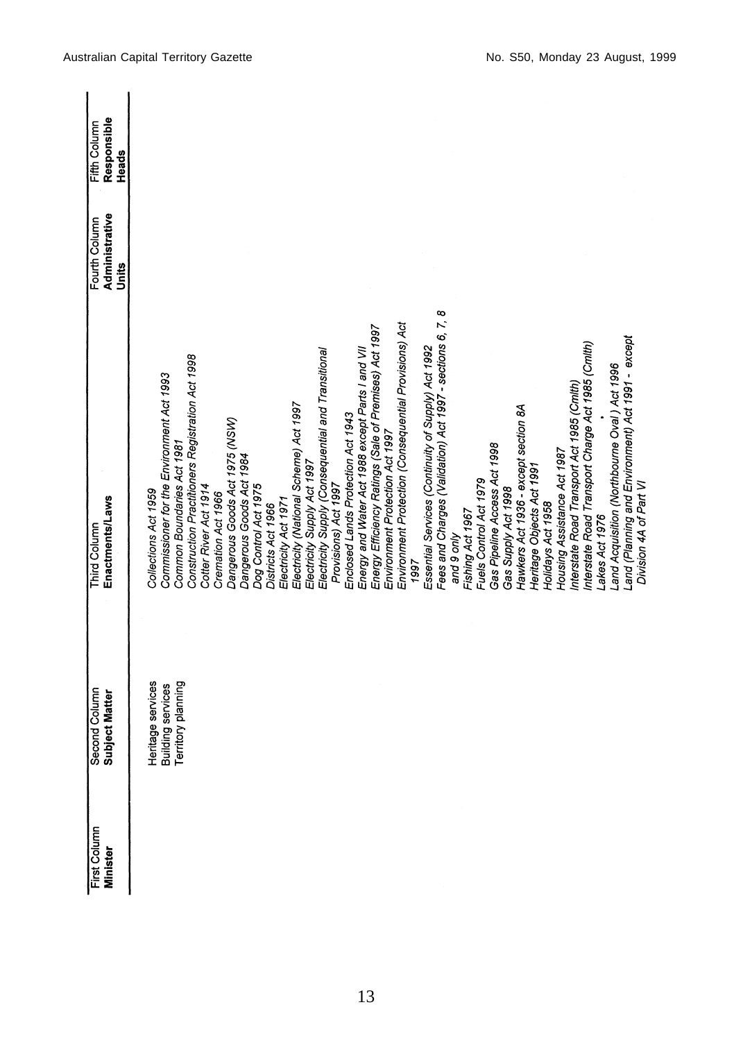| First Column<br>**Minister** | Second Column<br>**Subject Matter** | Third Column<br>**Enactments/Laws** | Fourth Column<br>**Administrative Units** | Fifth Column<br>**Responsible Heads** |
|---|---|---|---|---|
| | Heritage services<br>Building services<br>Territory planning | *Collections Act 1959*<br>*Commissioner for the Environment Act 1993*<br>*Common Boundaries Act 1981*<br>*Construction Practitioners Registration Act 1998*<br>*Cotter River Act 1914*<br>*Cremation Act 1966*<br>*Dangerous Goods Act 1975 (NSW)*<br>*Dangerous Goods Act 1984*<br>*Dog Control Act 1975*<br>*Districts Act 1966*<br>*Electricity Act 1971*<br>*Electricity (National Scheme) Act 1997*<br>*Electricity Supply Act 1997*<br>*Electricity Supply (Consequential and Transitional Provisions) Act 1997*<br>*Enclosed Lands Protection Act 1943*<br>*Energy and Water Act 1988 except Parts I and VII*<br>*Energy Efficiency Ratings (Sale of Premises) Act 1997*<br>*Environment Protection Act 1997*<br>*Environment Protection (Consequential Provisions) Act 1997*<br>*Essential Services (Continuity of Supply) Act 1992*<br>*Fees and Charges (Validation) Act 1997 - sections 6, 7, 8 and 9 only*<br>*Fishing Act 1967*<br>*Fuels Control Act 1979*<br>*Gas Pipeline Access Act 1998*<br>*Gas Supply Act 1998*<br>*Hawkers Act 1936 - except section 8A*<br>*Heritage Objects Act 1991*<br>*Holidays Act 1958*<br>*Housing Assistance Act 1987*<br>*Interstate Road Transport Act 1985 (Cmlth)*<br>*Interstate Road Transport Charge Act 1985 (Cmlth)*<br>*Lakes Act 1976*<br>*Land Acquisition (Northbourne Oval ) Act 1996*<br>*Land (Planning and Environment) Act 1991 - except Division 4A of Part VI* | | |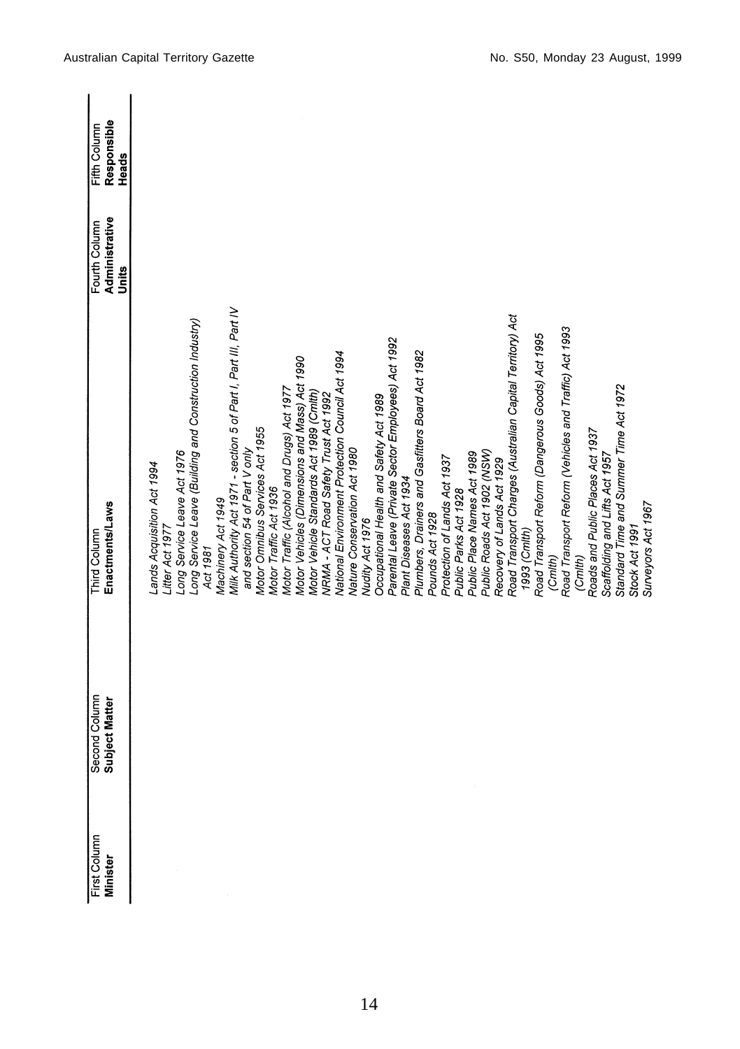| First Column<br>**Minister** | Second Column<br>**Subject Matter** | Third Column<br>**Enactments/Laws** | Fourth Column<br>**Administrative Units** | Fifth Column<br>**Responsible Heads** |
|---|---|---|---|---|
| | | *Lands Acquisition Act 1994* | | |
| | | *Litter Act 1977* | | |
| | | *Long Service Leave Act 1976* | | |
| | | *Long Service Leave (Building and Construction Industry) Act 1981* | | |
| | | *Machinery Act 1949* | | |
| | | *Milk Authority Act 1971 - section 5 of Part I, Part III, Part IV and section 54 of Part V only* | | |
| | | *Motor Omnibus Services Act 1955* | | |
| | | *Motor Traffic Act 1936* | | |
| | | *Motor Traffic (Alcohol and Drugs) Act 1977* | | |
| | | *Motor Vehicles (Dimensions and Mass) Act 1990* | | |
| | | *Motor Vehicle Standards Act 1989 (Cmlth)* | | |
| | | *NRMA - ACT Road Safety Trust Act 1992* | | |
| | | *National Environment Protection Council Act 1994* | | |
| | | *Nature Conservation Act 1980* | | |
| | | *Nudity Act 1976* | | |
| | | *Occupational Health and Safety Act 1989* | | |
| | | *Parental Leave (Private Sector Employees) Act 1992* | | |
| | | *Plant Diseases Act 1934* | | |
| | | *Plumbers, Drainers and Gasfitters Board Act 1982* | | |
| | | *Pounds Act 1928* | | |
| | | *Protection of Lands Act 1937* | | |
| | | *Public Parks Act 1928* | | |
| | | *Public Place Names Act 1989* | | |
| | | *Public Roads Act 1902 (NSW)* | | |
| | | *Recovery of Lands Act 1929* | | |
| | | *Road Transport Charges (Australian Capital Territory) Act 1993 (Cmlth)* | | |
| | | *Road Transport Reform (Dangerous Goods) Act 1995 (Cmlth)* | | |
| | | *Road Transport Reform (Vehicles and Traffic) Act 1993 (Cmlth)* | | |
| | | *Roads and Public Places Act 1937* | | |
| | | *Scaffolding and Lifts Act 1957* | | |
| | | *Standard Time and Summer Time Act 1972* | | |
| | | *Stock Act 1991* | | |
| | | *Surveyors Act 1967* | | |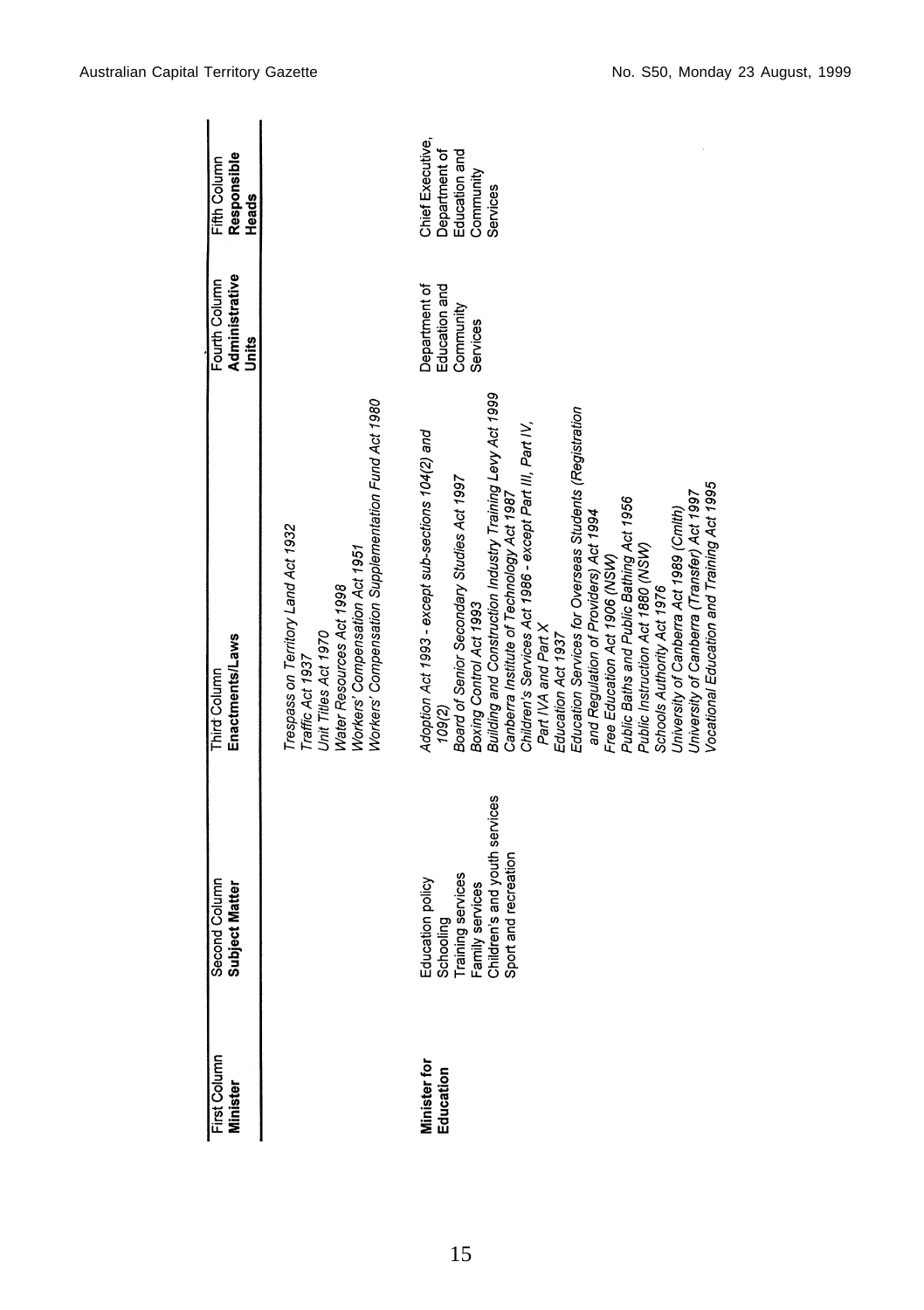| First Column **Minister** | Second Column **Subject Matter** | Third Column **Enactments/Laws** | Fourth Column **Administrative Units** | Fifth Column **Responsible Heads** |
|---|---|---|---|---|
| | | *Trespass on Territory Land Act 1932*<br>*Traffic Act 1937*<br>*Unit Titles Act 1970*<br>*Water Resources Act 1998*<br>*Workers' Compensation Act 1951*<br>*Workers' Compensation Supplementation Fund Act 1980* | | |
| **Minister for Education** | Education policy<br>Schooling<br>Training services<br>Family services<br>Children's and youth services<br>Sport and recreation | *Adoption Act 1993 - except sub-sections 104(2) and 109(2)*<br>*Board of Senior Secondary Studies Act 1997*<br>*Boxing Control Act 1993*<br>*Building and Construction Industry Training Levy Act 1999*<br>*Canberra Institute of Technology Act 1987*<br>*Children's Services Act 1986 - except Part III, Part IV, Part IVA and Part X*<br>*Education Act 1937*<br>*Education Services for Overseas Students (Registration and Regulation of Providers) Act 1994*<br>*Free Education Act 1906 (NSW)*<br>*Public Baths and Public Bathing Act 1956*<br>*Public Instruction Act 1880 (NSW)*<br>*Schools Authority Act 1976*<br>*University of Canberra Act 1989 (Cmlth)*<br>*University of Canberra (Transfer) Act 1997*<br>*Vocational Education and Training Act 1995* | Department of Education and Community Services | Chief Executive, Department of Education and Community Services |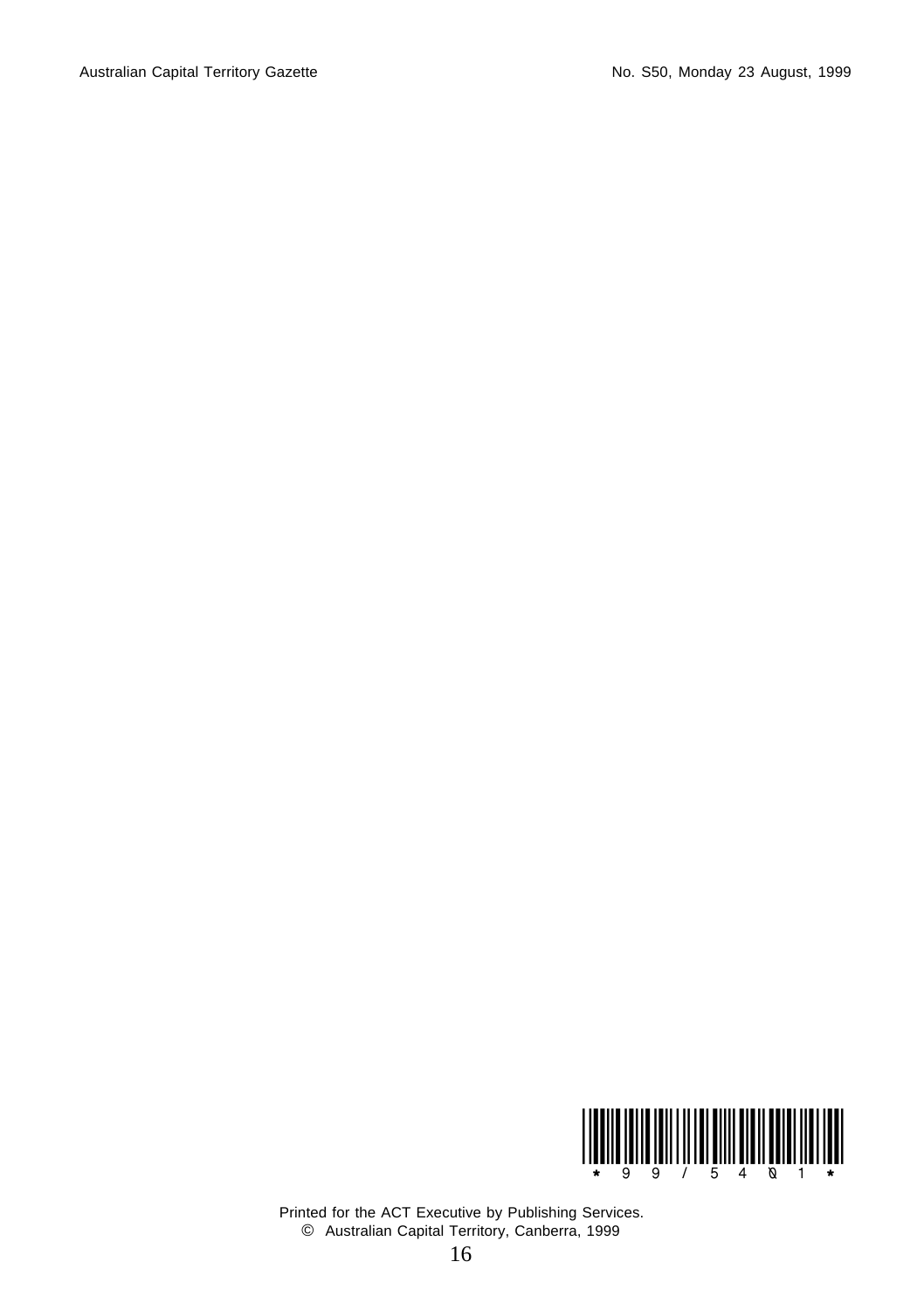\*99/54 01\*

Printed for the ACT Executive by Publishing Services.

© Australian Capital Territory, Canberra, 1999